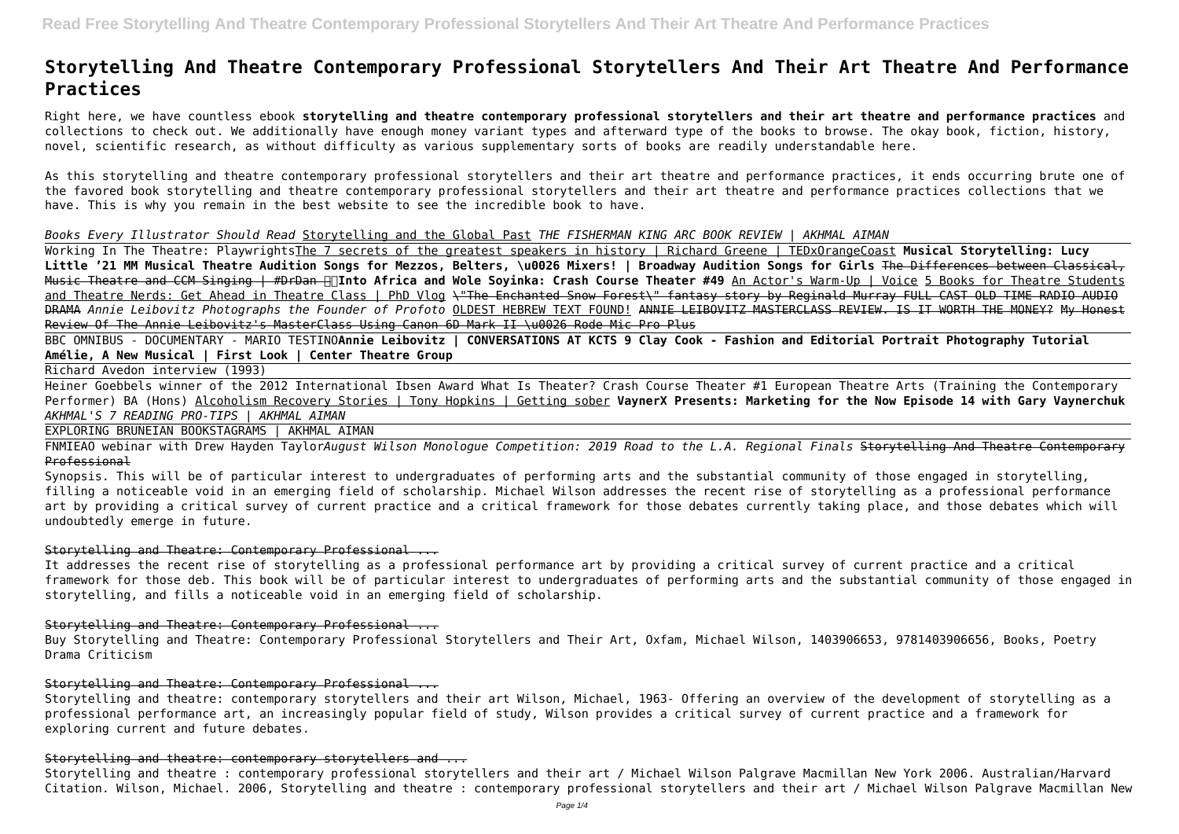# Storytelling And Theatre Contemporary Professional Storytellers And Their Art Theatre And Performance Practices

Right here, we have countless ebook **storytelling and theatre contemporary professional storytellers and their art theatre and performance practices** and collections to check out. We additionally have enough money variant types and afterward type of the books to browse. The okay book, fiction, history, novel, scientific research, as without difficulty as various supplementary sorts of books are readily understandable here.

As this storytelling and theatre contemporary professional storytellers and their art theatre and performance practices, it ends occurring brute one of the favored book storytelling and theatre contemporary professional storytellers and their art theatre and performance practices collections that we have. This is why you remain in the best website to see the incredible book to have.

*Books Every Illustrator Should Read* Storytelling and the Global Past *THE FISHERMAN KING ARC BOOK REVIEW | AKHMAL AIMAN*

Working In The Theatre: Playwrights The 7 secrets of the greatest speakers in history | Richard Greene | TEDxOrangeCoast **Musical Storytelling: Lucy Little '21 MM Musical Theatre Audition Songs for Mezzos, Belters, \u0026 Mixers! | Broadway Audition Songs for Girls** The Differences between Classical, Music Theatre and CCM Singing | #DrDan **Into Africa and Wole Soyinka: Crash Course Theater #49** An Actor's Warm-Up | Voice 5 Books for Theatre Students and Theatre Nerds: Get Ahead in Theatre Class | PhD Vlog \"The Enchanted Snow Forest\" fantasy story by Reginald Murray FULL CAST OLD TIME RADIO AUDIO DRAMA *Annie Leibovitz Photographs the Founder of Profoto* OLDEST HEBREW TEXT FOUND! ANNIE LEIBOVITZ MASTERCLASS REVIEW. IS IT WORTH THE MONEY? My Honest Review Of The Annie Leibovitz's MasterClass Using Canon 6D Mark II \u0026 Rode Mic Pro Plus

BBC OMNIBUS - DOCUMENTARY - MARIO TESTINO **Annie Leibovitz | CONVERSATIONS AT KCTS 9 Clay Cook - Fashion and Editorial Portrait Photography Tutorial Amélie, A New Musical | First Look | Center Theatre Group**

Richard Avedon interview (1993)

Heiner Goebbels winner of the 2012 International Ibsen Award What Is Theater? Crash Course Theater #1 European Theatre Arts (Training the Contemporary Performer) BA (Hons) Alcoholism Recovery Stories | Tony Hopkins | Getting sober **VaynerX Presents: Marketing for the Now Episode 14 with Gary Vaynerchuk** *AKHMAL'S 7 READING PRO-TIPS | AKHMAL AIMAN*

EXPLORING BRUNEIAN BOOKSTAGRAMS | AKHMAL AIMAN

FNMIEAO webinar with Drew Hayden Taylor *August Wilson Monologue Competition: 2019 Road to the L.A. Regional Finals* Storytelling And Theatre Contemporary Professional

Synopsis. This will be of particular interest to undergraduates of performing arts and the substantial community of those engaged in storytelling, filling a noticeable void in an emerging field of scholarship. Michael Wilson addresses the recent rise of storytelling as a professional performance art by providing a critical survey of current practice and a critical framework for those debates currently taking place, and those debates which will undoubtedly emerge in future.

## Storytelling and Theatre: Contemporary Professional ...

It addresses the recent rise of storytelling as a professional performance art by providing a critical survey of current practice and a critical framework for those deb. This book will be of particular interest to undergraduates of performing arts and the substantial community of those engaged in storytelling, and fills a noticeable void in an emerging field of scholarship.

## Storytelling and Theatre: Contemporary Professional ...

Buy Storytelling and Theatre: Contemporary Professional Storytellers and Their Art, Oxfam, Michael Wilson, 1403906653, 9781403906656, Books, Poetry Drama Criticism

## Storytelling and Theatre: Contemporary Professional ...

Storytelling and theatre: contemporary storytellers and their art Wilson, Michael, 1963- Offering an overview of the development of storytelling as a professional performance art, an increasingly popular field of study, Wilson provides a critical survey of current practice and a framework for exploring current and future debates.

## Storytelling and theatre: contemporary storytellers and ...

Storytelling and theatre : contemporary professional storytellers and their art / Michael Wilson Palgrave Macmillan New York 2006. Australian/Harvard Citation. Wilson, Michael. 2006, Storytelling and theatre : contemporary professional storytellers and their art / Michael Wilson Palgrave Macmillan New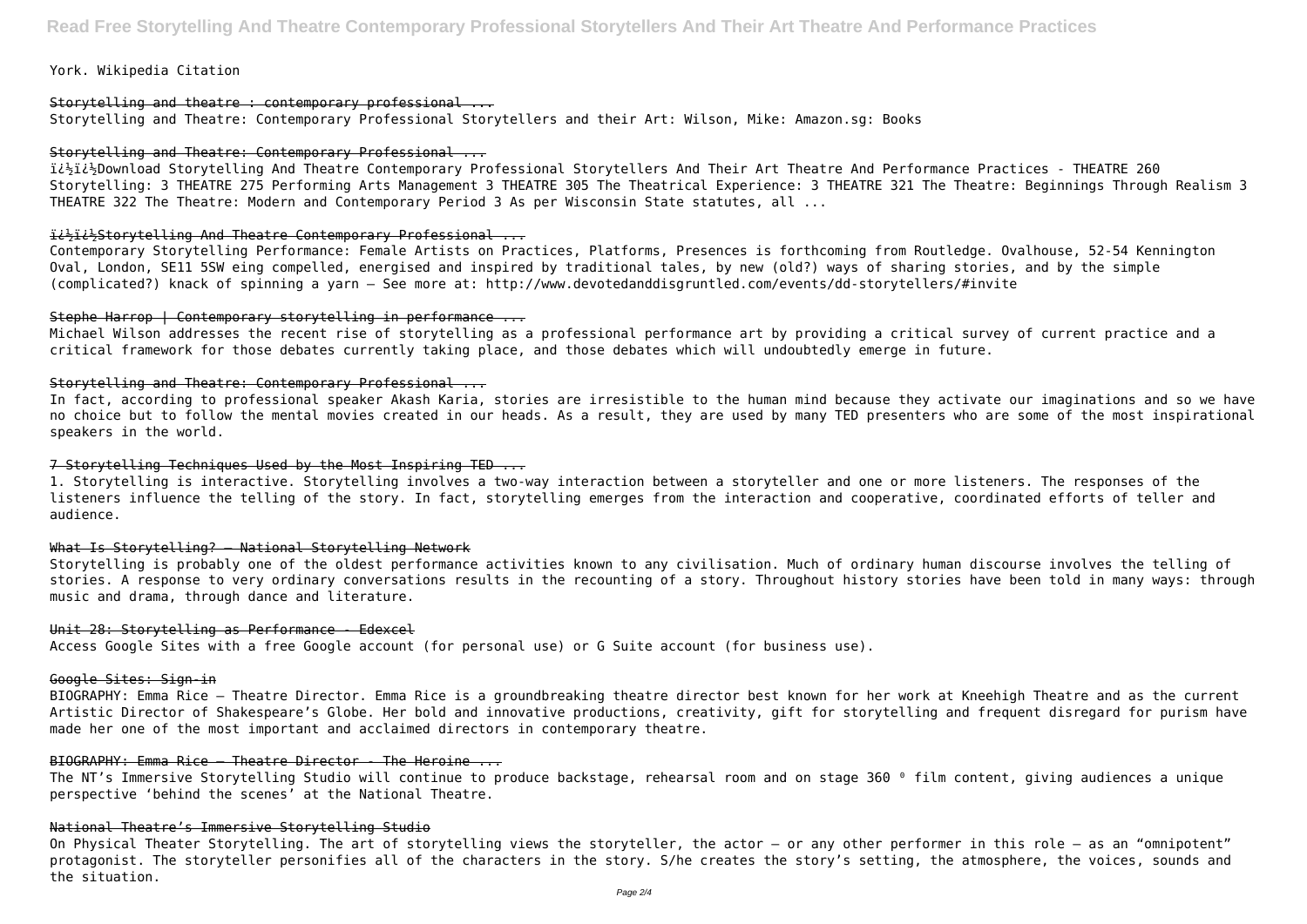York. Wikipedia Citation

### Storytelling and theatre : contemporary professional ...

Storytelling and Theatre: Contemporary Professional Storytellers and their Art: Wilson, Mike: Amazon.sg: Books

### Storytelling and Theatre: Contemporary Professional ...

ï¿½ï¿½Download Storytelling And Theatre Contemporary Professional Storytellers And Their Art Theatre And Performance Practices - THEATRE 260 Storytelling: 3 THEATRE 275 Performing Arts Management 3 THEATRE 305 The Theatrical Experience: 3 THEATRE 321 The Theatre: Beginnings Through Realism 3 THEATRE 322 The Theatre: Modern and Contemporary Period 3 As per Wisconsin State statutes, all ...

### ï¿½ï¿½Storytelling And Theatre Contemporary Professional ...

Contemporary Storytelling Performance: Female Artists on Practices, Platforms, Presences is forthcoming from Routledge. Ovalhouse, 52-54 Kennington Oval, London, SE11 5SW eing compelled, energised and inspired by traditional tales, by new (old?) ways of sharing stories, and by the simple (complicated?) knack of spinning a yarn – See more at: http://www.devotedanddisgruntled.com/events/dd-storytellers/#invite

### Stephe Harrop | Contemporary storytelling in performance ...

Michael Wilson addresses the recent rise of storytelling as a professional performance art by providing a critical survey of current practice and a critical framework for those debates currently taking place, and those debates which will undoubtedly emerge in future.

### Storytelling and Theatre: Contemporary Professional ...

In fact, according to professional speaker Akash Karia, stories are irresistible to the human mind because they activate our imaginations and so we have no choice but to follow the mental movies created in our heads. As a result, they are used by many TED presenters who are some of the most inspirational speakers in the world.

### 7 Storytelling Techniques Used by the Most Inspiring TED ...

1. Storytelling is interactive. Storytelling involves a two-way interaction between a storyteller and one or more listeners. The responses of the listeners influence the telling of the story. In fact, storytelling emerges from the interaction and cooperative, coordinated efforts of teller and audience.

### What Is Storytelling? – National Storytelling Network

Storytelling is probably one of the oldest performance activities known to any civilisation. Much of ordinary human discourse involves the telling of stories. A response to very ordinary conversations results in the recounting of a story. Throughout history stories have been told in many ways: through music and drama, through dance and literature.

### Unit 28: Storytelling as Performance - Edexcel

Access Google Sites with a free Google account (for personal use) or G Suite account (for business use).

### Google Sites: Sign-in

BIOGRAPHY: Emma Rice – Theatre Director. Emma Rice is a groundbreaking theatre director best known for her work at Kneehigh Theatre and as the current Artistic Director of Shakespeare's Globe. Her bold and innovative productions, creativity, gift for storytelling and frequent disregard for purism have made her one of the most important and acclaimed directors in contemporary theatre.

### BIOGRAPHY: Emma Rice – Theatre Director - The Heroine ...

The NT's Immersive Storytelling Studio will continue to produce backstage, rehearsal room and on stage 360 ° film content, giving audiences a unique perspective 'behind the scenes' at the National Theatre.

### National Theatre's Immersive Storytelling Studio

On Physical Theater Storytelling. The art of storytelling views the storyteller, the actor – or any other performer in this role – as an "omnipotent" protagonist. The storyteller personifies all of the characters in the story. S/he creates the story's setting, the atmosphere, the voices, sounds and the situation.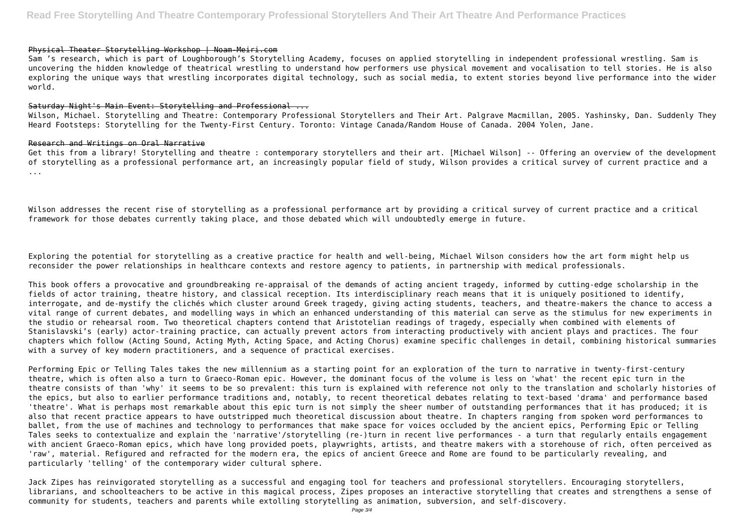### Physical Theater Storytelling Workshop | Noam-Meiri.com

Sam 's research, which is part of Loughborough's Storytelling Academy, focuses on applied storytelling in independent professional wrestling. Sam is uncovering the hidden knowledge of theatrical wrestling to understand how performers use physical movement and vocalisation to tell stories. He is also exploring the unique ways that wrestling incorporates digital technology, such as social media, to extent stories beyond live performance into the wider world.

### Saturday Night's Main Event: Storytelling and Professional ...

Wilson, Michael. Storytelling and Theatre: Contemporary Professional Storytellers and Their Art. Palgrave Macmillan, 2005. Yashinsky, Dan. Suddenly They Heard Footsteps: Storytelling for the Twenty-First Century. Toronto: Vintage Canada/Random House of Canada. 2004 Yolen, Jane.

### Research and Writings on Oral Narrative

Get this from a library! Storytelling and theatre : contemporary storytellers and their art. [Michael Wilson] -- Offering an overview of the development of storytelling as a professional performance art, an increasingly popular field of study, Wilson provides a critical survey of current practice and a ...

Wilson addresses the recent rise of storytelling as a professional performance art by providing a critical survey of current practice and a critical framework for those debates currently taking place, and those debated which will undoubtedly emerge in future.

Exploring the potential for storytelling as a creative practice for health and well-being, Michael Wilson considers how the art form might help us reconsider the power relationships in healthcare contexts and restore agency to patients, in partnership with medical professionals.

This book offers a provocative and groundbreaking re-appraisal of the demands of acting ancient tragedy, informed by cutting-edge scholarship in the fields of actor training, theatre history, and classical reception. Its interdisciplinary reach means that it is uniquely positioned to identify, interrogate, and de-mystify the clichés which cluster around Greek tragedy, giving acting students, teachers, and theatre-makers the chance to access a vital range of current debates, and modelling ways in which an enhanced understanding of this material can serve as the stimulus for new experiments in the studio or rehearsal room. Two theoretical chapters contend that Aristotelian readings of tragedy, especially when combined with elements of Stanislavski's (early) actor-training practice, can actually prevent actors from interacting productively with ancient plays and practices. The four chapters which follow (Acting Sound, Acting Myth, Acting Space, and Acting Chorus) examine specific challenges in detail, combining historical summaries with a survey of key modern practitioners, and a sequence of practical exercises.

Performing Epic or Telling Tales takes the new millennium as a starting point for an exploration of the turn to narrative in twenty-first-century theatre, which is often also a turn to Graeco-Roman epic. However, the dominant focus of the volume is less on 'what' the recent epic turn in the theatre consists of than 'why' it seems to be so prevalent: this turn is explained with reference not only to the translation and scholarly histories of the epics, but also to earlier performance traditions and, notably, to recent theoretical debates relating to text-based 'drama' and performance based 'theatre'. What is perhaps most remarkable about this epic turn is not simply the sheer number of outstanding performances that it has produced; it is also that recent practice appears to have outstripped much theoretical discussion about theatre. In chapters ranging from spoken word performances to ballet, from the use of machines and technology to performances that make space for voices occluded by the ancient epics, Performing Epic or Telling Tales seeks to contextualize and explain the 'narrative'/storytelling (re-)turn in recent live performances - a turn that regularly entails engagement with ancient Graeco-Roman epics, which have long provided poets, playwrights, artists, and theatre makers with a storehouse of rich, often perceived as 'raw', material. Refigured and refracted for the modern era, the epics of ancient Greece and Rome are found to be particularly revealing, and particularly 'telling' of the contemporary wider cultural sphere.

Jack Zipes has reinvigorated storytelling as a successful and engaging tool for teachers and professional storytellers. Encouraging storytellers, librarians, and schoolteachers to be active in this magical process, Zipes proposes an interactive storytelling that creates and strengthens a sense of community for students, teachers and parents while extolling storytelling as animation, subversion, and self-discovery.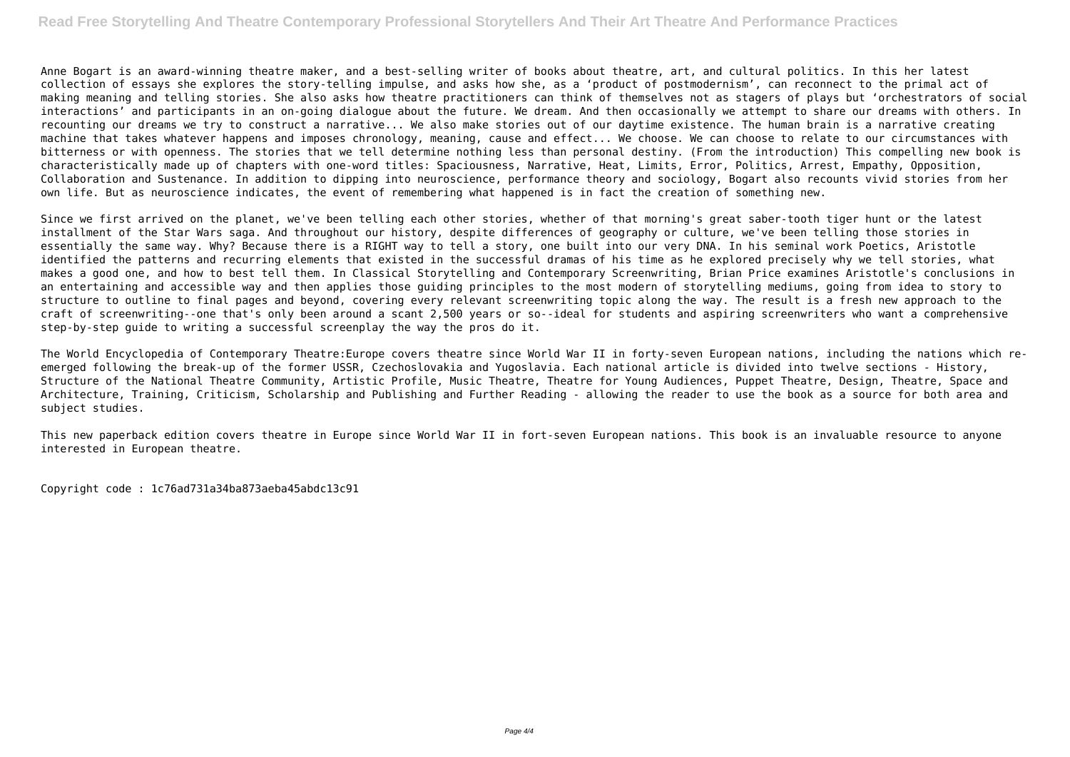Anne Bogart is an award-winning theatre maker, and a best-selling writer of books about theatre, art, and cultural politics. In this her latest collection of essays she explores the story-telling impulse, and asks how she, as a 'product of postmodernism', can reconnect to the primal act of making meaning and telling stories. She also asks how theatre practitioners can think of themselves not as stagers of plays but 'orchestrators of social interactions' and participants in an on-going dialogue about the future. We dream. And then occasionally we attempt to share our dreams with others. In recounting our dreams we try to construct a narrative... We also make stories out of our daytime existence. The human brain is a narrative creating machine that takes whatever happens and imposes chronology, meaning, cause and effect... We choose. We can choose to relate to our circumstances with bitterness or with openness. The stories that we tell determine nothing less than personal destiny. (From the introduction) This compelling new book is characteristically made up of chapters with one-word titles: Spaciousness, Narrative, Heat, Limits, Error, Politics, Arrest, Empathy, Opposition, Collaboration and Sustenance. In addition to dipping into neuroscience, performance theory and sociology, Bogart also recounts vivid stories from her own life. But as neuroscience indicates, the event of remembering what happened is in fact the creation of something new.

Since we first arrived on the planet, we've been telling each other stories, whether of that morning's great saber-tooth tiger hunt or the latest installment of the Star Wars saga. And throughout our history, despite differences of geography or culture, we've been telling those stories in essentially the same way. Why? Because there is a RIGHT way to tell a story, one built into our very DNA. In his seminal work Poetics, Aristotle identified the patterns and recurring elements that existed in the successful dramas of his time as he explored precisely why we tell stories, what makes a good one, and how to best tell them. In Classical Storytelling and Contemporary Screenwriting, Brian Price examines Aristotle's conclusions in an entertaining and accessible way and then applies those guiding principles to the most modern of storytelling mediums, going from idea to story to structure to outline to final pages and beyond, covering every relevant screenwriting topic along the way. The result is a fresh new approach to the craft of screenwriting--one that's only been around a scant 2,500 years or so--ideal for students and aspiring screenwriters who want a comprehensive step-by-step guide to writing a successful screenplay the way the pros do it.

The World Encyclopedia of Contemporary Theatre:Europe covers theatre since World War II in forty-seven European nations, including the nations which re-emerged following the break-up of the former USSR, Czechoslovakia and Yugoslavia. Each national article is divided into twelve sections - History, Structure of the National Theatre Community, Artistic Profile, Music Theatre, Theatre for Young Audiences, Puppet Theatre, Design, Theatre, Space and Architecture, Training, Criticism, Scholarship and Publishing and Further Reading - allowing the reader to use the book as a source for both area and subject studies.

This new paperback edition covers theatre in Europe since World War II in fort-seven European nations. This book is an invaluable resource to anyone interested in European theatre.

Copyright code : 1c76ad731a34ba873aeba45abdc13c91